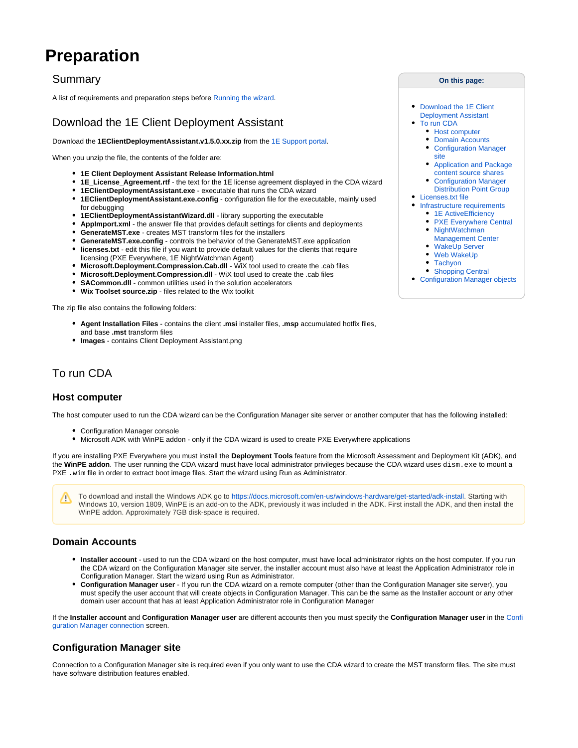# Preparation

## Summary

A list of requirements and preparation steps before Running the wizard.

**On this page:**

- Download the 1E Client Deployment Assistant
- To run CDA
  - Host computer
  - Domain Accounts
  - Configuration Manager site
  - Application and Package content source shares
  - Configuration Manager Distribution Point Group
- Licenses.txt file
- Infrastructure requirements
  - 1E ActiveEfficiency
  - PXE Everywhere Central
  - NightWatchman Management Center
  - WakeUp Server
  - Web WakeUp
  - Tachyon
  - Shopping Central
- Configuration Manager objects

## Download the 1E Client Deployment Assistant

Download the **1EClientDeploymentAssistant.v1.5.0.xx.zip** from the 1E Support portal.

When you unzip the file, the contents of the folder are:

- **1E Client Deployment Assistant Release Information.html**
- **1E_License_Agreement.rtf** - the text for the 1E license agreement displayed in the CDA wizard
- **1EClientDeploymentAssistant.exe** - executable that runs the CDA wizard
- **1EClientDeploymentAssistant.exe.config** - configuration file for the executable, mainly used for debugging
- **1EClientDeploymentAssistantWizard.dll** - library supporting the executable
- **AppImport.xml** - the answer file that provides default settings for clients and deployments
- **GenerateMST.exe** - creates MST transform files for the installers
- **GenerateMST.exe.config** - controls the behavior of the GenerateMST.exe application
- **licenses.txt** - edit this file if you want to provide default values for the clients that require licensing (PXE Everywhere, 1E NightWatchman Agent)
- **Microsoft.Deployment.Compression.Cab.dll** - WiX tool used to create the .cab files
- **Microsoft.Deployment.Compression.dll** - WiX tool used to create the .cab files
- **SACommon.dll** - common utilities used in the solution accelerators
- **Wix Toolset source.zip** - files related to the Wix toolkit

The zip file also contains the following folders:

- **Agent Installation Files** - contains the client **.msi** installer files, **.msp** accumulated hotfix files, and base **.mst** transform files
- **Images** - contains Client Deployment Assistant.png

## To run CDA

### Host computer

The host computer used to run the CDA wizard can be the Configuration Manager site server or another computer that has the following installed:

- Configuration Manager console
- Microsoft ADK with WinPE addon - only if the CDA wizard is used to create PXE Everywhere applications

If you are installing PXE Everywhere you must install the **Deployment Tools** feature from the Microsoft Assessment and Deployment Kit (ADK), and the **WinPE addon**. The user running the CDA wizard must have local administrator privileges because the CDA wizard uses `dism.exe` to mount a PXE `.wim` file in order to extract boot image files. Start the wizard using Run as Administrator.

> To download and install the Windows ADK go to https://docs.microsoft.com/en-us/windows-hardware/get-started/adk-install. Starting with Windows 10, version 1809, WinPE is an add-on to the ADK, previously it was included in the ADK. First install the ADK, and then install the WinPE addon. Approximately 7GB disk-space is required.

### Domain Accounts

- **Installer account** - used to run the CDA wizard on the host computer, must have local administrator rights on the host computer. If you run the CDA wizard on the Configuration Manager site server, the installer account must also have at least the Application Administrator role in Configuration Manager. Start the wizard using Run as Administrator.
- **Configuration Manager user** - If you run the CDA wizard on a remote computer (other than the Configuration Manager site server), you must specify the user account that will create objects in Configuration Manager. This can be the same as the Installer account or any other domain user account that has at least Application Administrator role in Configuration Manager

If the **Installer account** and **Configuration Manager user** are different accounts then you must specify the **Configuration Manager user** in the Configuration Manager connection screen.

### Configuration Manager site

Connection to a Configuration Manager site is required even if you only want to use the CDA wizard to create the MST transform files. The site must have software distribution features enabled.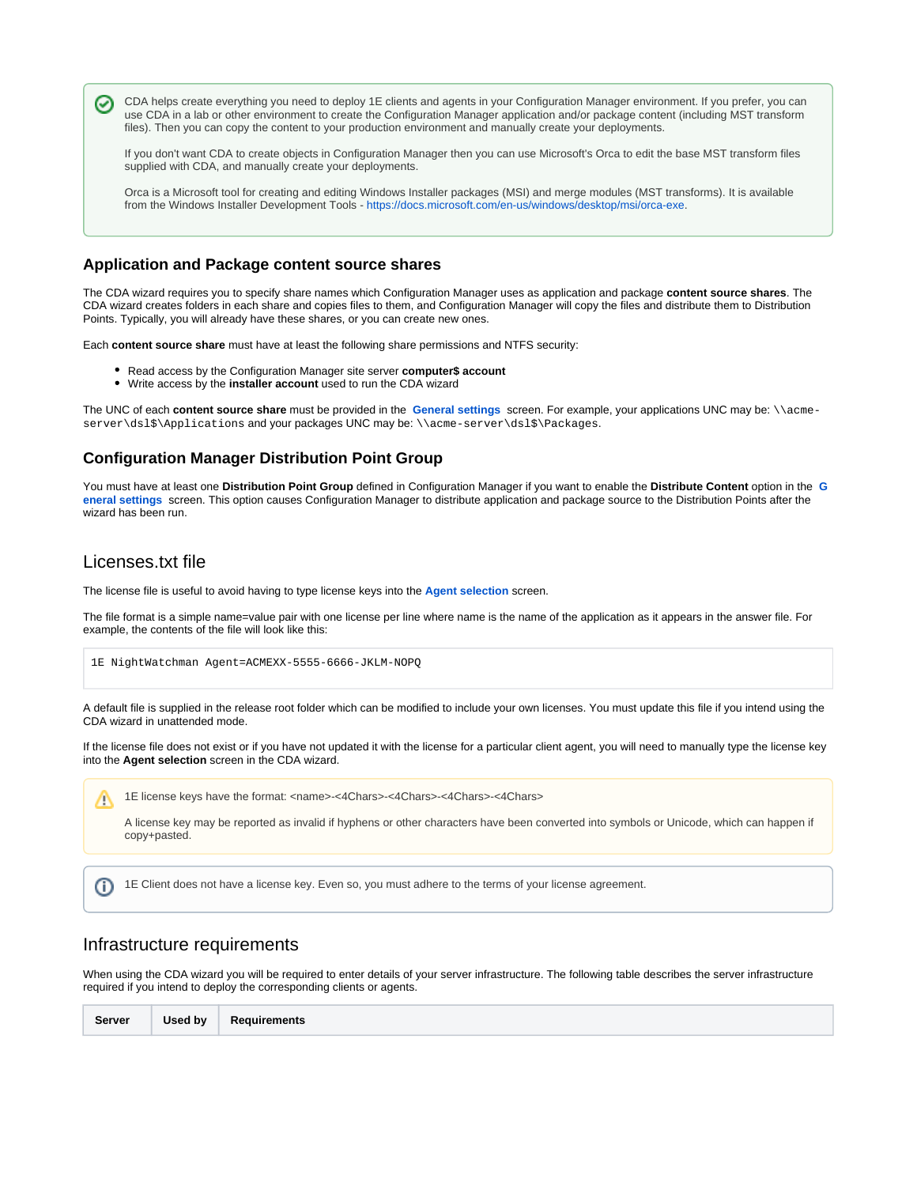CDA helps create everything you need to deploy 1E clients and agents in your Configuration Manager environment. If you prefer, you can use CDA in a lab or other environment to create the Configuration Manager application and/or package content (including MST transform files). Then you can copy the content to your production environment and manually create your deployments.

If you don't want CDA to create objects in Configuration Manager then you can use Microsoft's Orca to edit the base MST transform files supplied with CDA, and manually create your deployments.

Orca is a Microsoft tool for creating and editing Windows Installer packages (MSI) and merge modules (MST transforms). It is available from the Windows Installer Development Tools - https://docs.microsoft.com/en-us/windows/desktop/msi/orca-exe.

### Application and Package content source shares

The CDA wizard requires you to specify share names which Configuration Manager uses as application and package **content source shares**. The CDA wizard creates folders in each share and copies files to them, and Configuration Manager will copy the files and distribute them to Distribution Points. Typically, you will already have these shares, or you can create new ones.

Each **content source share** must have at least the following share permissions and NTFS security:

- Read access by the Configuration Manager site server **computer$ account**
- Write access by the **installer account** used to run the CDA wizard

The UNC of each **content source share** must be provided in the **General settings** screen. For example, your applications UNC may be: `\\acme-server\dsl$\Applications` and your packages UNC may be: `\\acme-server\dsl$\Packages`.

### Configuration Manager Distribution Point Group

You must have at least one **Distribution Point Group** defined in Configuration Manager if you want to enable the **Distribute Content** option in the **General settings** screen. This option causes Configuration Manager to distribute application and package source to the Distribution Points after the wizard has been run.

## Licenses.txt file

The license file is useful to avoid having to type license keys into the **Agent selection** screen.

The file format is a simple name=value pair with one license per line where name is the name of the application as it appears in the answer file. For example, the contents of the file will look like this:

```
1E NightWatchman Agent=ACMEXX-5555-6666-JKLM-NOPQ
```

A default file is supplied in the release root folder which can be modified to include your own licenses. You must update this file if you intend using the CDA wizard in unattended mode.

If the license file does not exist or if you have not updated it with the license for a particular client agent, you will need to manually type the license key into the **Agent selection** screen in the CDA wizard.

1E license keys have the format: <name>-<4Chars>-<4Chars>-<4Chars>-<4Chars>

A license key may be reported as invalid if hyphens or other characters have been converted into symbols or Unicode, which can happen if copy+pasted.

1E Client does not have a license key. Even so, you must adhere to the terms of your license agreement.

## Infrastructure requirements

When using the CDA wizard you will be required to enter details of your server infrastructure. The following table describes the server infrastructure required if you intend to deploy the corresponding clients or agents.

| Server | Used by | Requirements |
|---|---|---|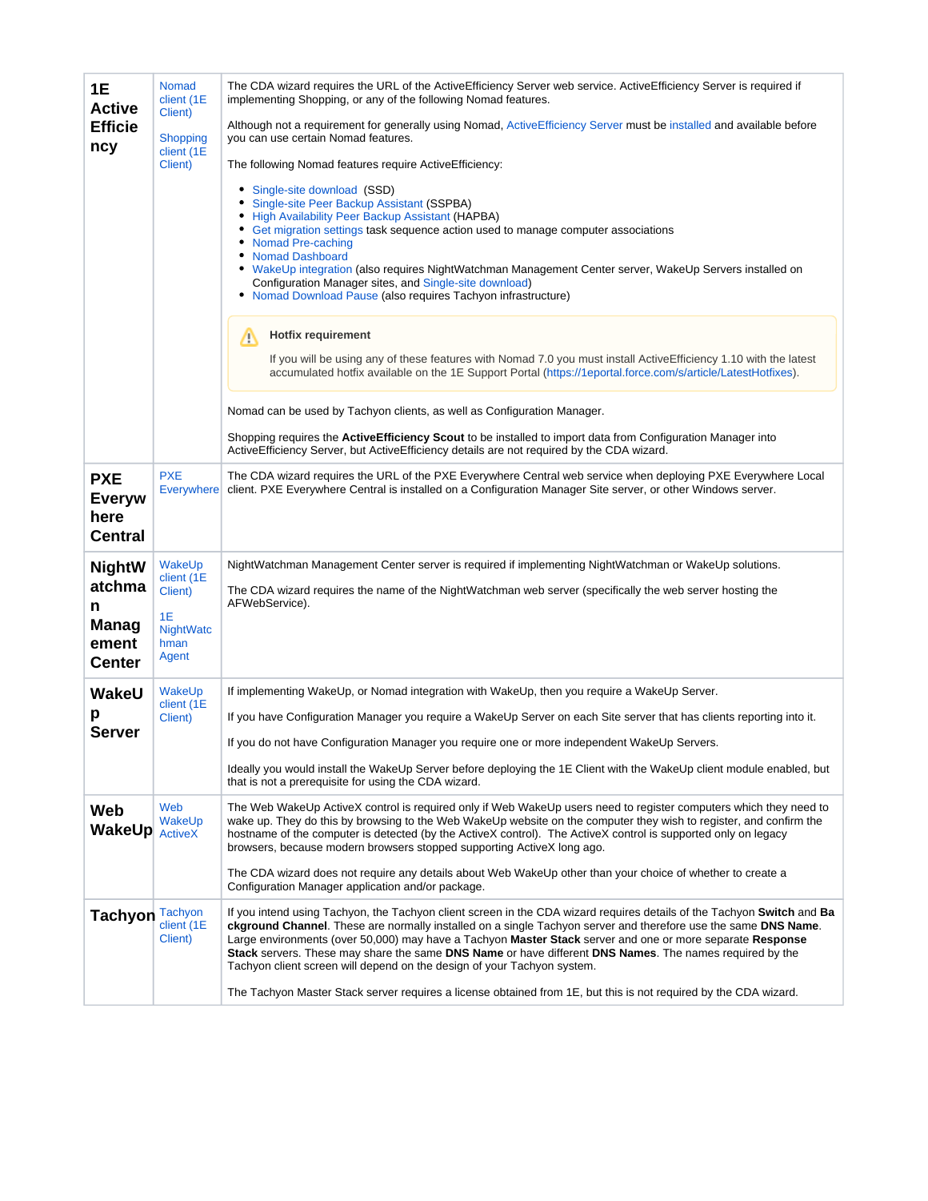| | | |
|---|---|---|
| **1E ActiveEfficiency** | Nomad client (1E Client)<br><br>Shopping client (1E Client) | The CDA wizard requires the URL of the ActiveEfficiency Server web service. ActiveEfficiency Server is required if implementing Shopping, or any of the following Nomad features.<br><br>Although not a requirement for generally using Nomad, ActiveEfficiency Server must be installed and available before you can use certain Nomad features.<br><br>The following Nomad features require ActiveEfficiency:<br><br>• Single-site download (SSD)<br>• Single-site Peer Backup Assistant (SSPBA)<br>• High Availability Peer Backup Assistant (HAPBA)<br>• Get migration settings task sequence action used to manage computer associations<br>• Nomad Pre-caching<br>• Nomad Dashboard<br>• WakeUp integration (also requires NightWatchman Management Center server, WakeUp Servers installed on Configuration Manager sites, and Single-site download)<br>• Nomad Download Pause (also requires Tachyon infrastructure)<br><br>**Hotfix requirement**<br><br>If you will be using any of these features with Nomad 7.0 you must install ActiveEfficiency 1.10 with the latest accumulated hotfix available on the 1E Support Portal (https://1eportal.force.com/s/article/LatestHotfixes).<br><br>Nomad can be used by Tachyon clients, as well as Configuration Manager.<br><br>Shopping requires the **ActiveEfficiency Scout** to be installed to import data from Configuration Manager into ActiveEfficiency Server, but ActiveEfficiency details are not required by the CDA wizard. |
| **PXE Everywhere Central** | PXE Everywhere | The CDA wizard requires the URL of the PXE Everywhere Central web service when deploying PXE Everywhere Local client. PXE Everywhere Central is installed on a Configuration Manager Site server, or other Windows server. |
| **NightWatchman Management Center** | WakeUp client (1E Client)<br><br>1E NightWatchman Agent | NightWatchman Management Center server is required if implementing NightWatchman or WakeUp solutions.<br><br>The CDA wizard requires the name of the NightWatchman web server (specifically the web server hosting the AFWebService). |
| **WakeUp Server** | WakeUp client (1E Client) | If implementing WakeUp, or Nomad integration with WakeUp, then you require a WakeUp Server.<br><br>If you have Configuration Manager you require a WakeUp Server on each Site server that has clients reporting into it.<br><br>If you do not have Configuration Manager you require one or more independent WakeUp Servers.<br><br>Ideally you would install the WakeUp Server before deploying the 1E Client with the WakeUp client module enabled, but that is not a prerequisite for using the CDA wizard. |
| **Web WakeUp** | Web WakeUp ActiveX | The Web WakeUp ActiveX control is required only if Web WakeUp users need to register computers which they need to wake up. They do this by browsing to the Web WakeUp website on the computer they wish to register, and confirm the hostname of the computer is detected (by the ActiveX control). The ActiveX control is supported only on legacy browsers, because modern browsers stopped supporting ActiveX long ago.<br><br>The CDA wizard does not require any details about Web WakeUp other than your choice of whether to create a Configuration Manager application and/or package. |
| **Tachyon** | Tachyon client (1E Client) | If you intend using Tachyon, the Tachyon client screen in the CDA wizard requires details of the Tachyon **Switch** and **Background Channel**. These are normally installed on a single Tachyon server and therefore use the same **DNS Name**. Large environments (over 50,000) may have a Tachyon **Master Stack** server and one or more separate **Response Stack** servers. These may share the same **DNS Name** or have different **DNS Names**. The names required by the Tachyon client screen will depend on the design of your Tachyon system.<br><br>The Tachyon Master Stack server requires a license obtained from 1E, but this is not required by the CDA wizard. |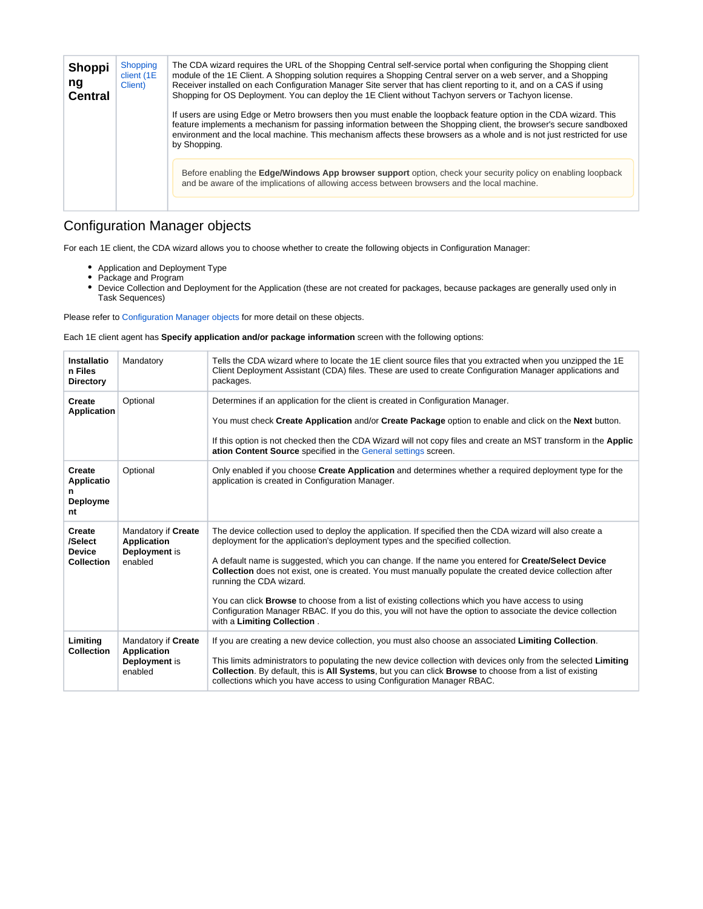| **Shopping Central** | Shopping client (1E Client) | The CDA wizard requires the URL of the Shopping Central self-service portal when configuring the Shopping client module of the 1E Client. A Shopping solution requires a Shopping Central server on a web server, and a Shopping Receiver installed on each Configuration Manager Site server that has client reporting to it, and on a CAS if using Shopping for OS Deployment. You can deploy the 1E Client without Tachyon servers or Tachyon license.<br><br>If users are using Edge or Metro browsers then you must enable the loopback feature option in the CDA wizard. This feature implements a mechanism for passing information between the Shopping client, the browser's secure sandboxed environment and the local machine. This mechanism affects these browsers as a whole and is not just restricted for use by Shopping.<br><br>Before enabling the **Edge/Windows App browser support** option, check your security policy on enabling loopback and be aware of the implications of allowing access between browsers and the local machine. |
|---|---|---|

## Configuration Manager objects

For each 1E client, the CDA wizard allows you to choose whether to create the following objects in Configuration Manager:

- Application and Deployment Type
- Package and Program
- Device Collection and Deployment for the Application (these are not created for packages, because packages are generally used only in Task Sequences)

Please refer to Configuration Manager objects for more detail on these objects.

Each 1E client agent has **Specify application and/or package information** screen with the following options:

| **Installation Files Directory** | Mandatory | Tells the CDA wizard where to locate the 1E client source files that you extracted when you unzipped the 1E Client Deployment Assistant (CDA) files. These are used to create Configuration Manager applications and packages. |
|---|---|---|
| **Create Application** | Optional | Determines if an application for the client is created in Configuration Manager.<br><br>You must check **Create Application** and/or **Create Package** option to enable and click on the **Next** button.<br><br>If this option is not checked then the CDA Wizard will not copy files and create an MST transform in the **Application Content Source** specified in the General settings screen. |
| **Create Application Deployment** | Optional | Only enabled if you choose **Create Application** and determines whether a required deployment type for the application is created in Configuration Manager. |
| **Create /Select Device Collection** | Mandatory if **Create Application Deployment** is enabled | The device collection used to deploy the application. If specified then the CDA wizard will also create a deployment for the application's deployment types and the specified collection.<br><br>A default name is suggested, which you can change. If the name you entered for **Create/Select Device Collection** does not exist, one is created. You must manually populate the created device collection after running the CDA wizard.<br><br>You can click **Browse** to choose from a list of existing collections which you have access to using Configuration Manager RBAC. If you do this, you will not have the option to associate the device collection with a **Limiting Collection** . |
| **Limiting Collection** | Mandatory if **Create Application Deployment** is enabled | If you are creating a new device collection, you must also choose an associated **Limiting Collection**.<br><br>This limits administrators to populating the new device collection with devices only from the selected **Limiting Collection**. By default, this is **All Systems**, but you can click **Browse** to choose from a list of existing collections which you have access to using Configuration Manager RBAC. |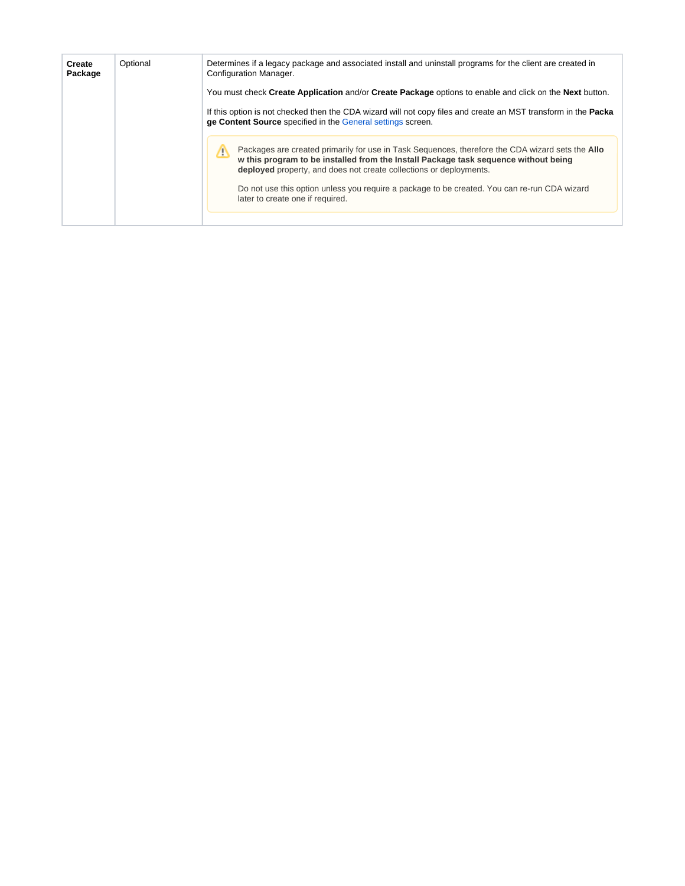| | | |
|---|---|---|
| **Create Package** | Optional | Determines if a legacy package and associated install and uninstall programs for the client are created in Configuration Manager.<br><br>You must check **Create Application** and/or **Create Package** options to enable and click on the **Next** button.<br><br>If this option is not checked then the CDA wizard will not copy files and create an MST transform in the **Package Content Source** specified in the General settings screen.<br><br>⚠ Packages are created primarily for use in Task Sequences, therefore the CDA wizard sets the **Allow this program to be installed from the Install Package task sequence without being deployed** property, and does not create collections or deployments.<br><br>Do not use this option unless you require a package to be created. You can re-run CDA wizard later to create one if required. |